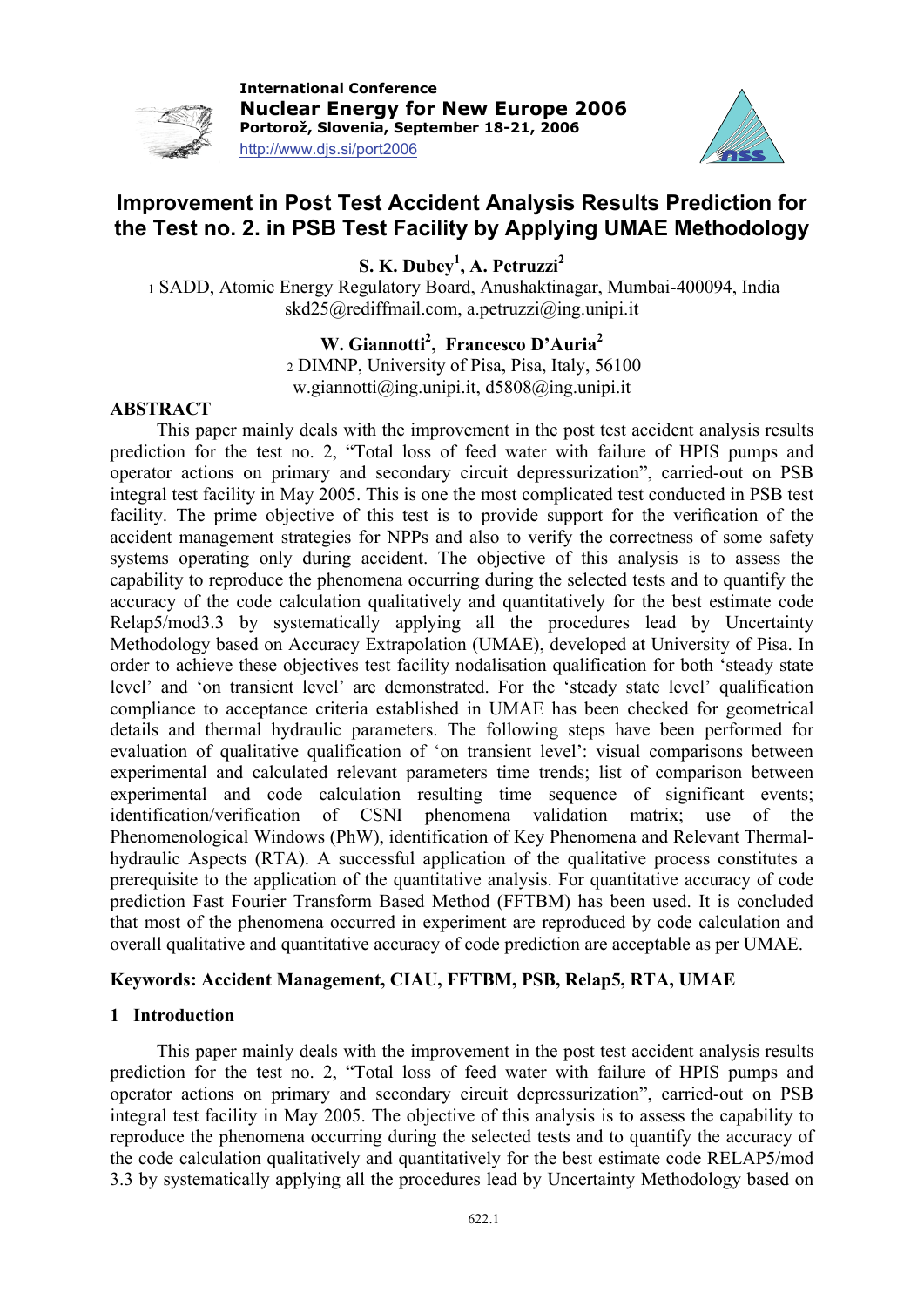International Conference
**Nuclear Energy for New Europe 2006**
**Portorož, Slovenia, September 18-21, 2006**
http://www.djs.si/port2006

# Improvement in Post Test Accident Analysis Results Prediction for the Test no. 2. in PSB Test Facility by Applying UMAE Methodology

**S. K. Dubey[1], A. Petruzzi[2]**

[1] SADD, Atomic Energy Regulatory Board, Anushaktinagar, Mumbai-400094, India
skd25@rediffmail.com, a.petruzzi@ing.unipi.it

**W. Giannotti[2], Francesco D'Auria[2]**

[2] DIMNP, University of Pisa, Pisa, Italy, 56100
w.giannotti@ing.unipi.it, d5808@ing.unipi.it

## ABSTRACT

This paper mainly deals with the improvement in the post test accident analysis results prediction for the test no. 2, "Total loss of feed water with failure of HPIS pumps and operator actions on primary and secondary circuit depressurization", carried-out on PSB integral test facility in May 2005. This is one the most complicated test conducted in PSB test facility. The prime objective of this test is to provide support for the verification of the accident management strategies for NPPs and also to verify the correctness of some safety systems operating only during accident. The objective of this analysis is to assess the capability to reproduce the phenomena occurring during the selected tests and to quantify the accuracy of the code calculation qualitatively and quantitatively for the best estimate code Relap5/mod3.3 by systematically applying all the procedures lead by Uncertainty Methodology based on Accuracy Extrapolation (UMAE), developed at University of Pisa. In order to achieve these objectives test facility nodalisation qualification for both 'steady state level' and 'on transient level' are demonstrated. For the 'steady state level' qualification compliance to acceptance criteria established in UMAE has been checked for geometrical details and thermal hydraulic parameters. The following steps have been performed for evaluation of qualitative qualification of 'on transient level': visual comparisons between experimental and calculated relevant parameters time trends; list of comparison between experimental and code calculation resulting time sequence of significant events; identification/verification of CSNI phenomena validation matrix; use of the Phenomenological Windows (PhW), identification of Key Phenomena and Relevant Thermal-hydraulic Aspects (RTA). A successful application of the qualitative process constitutes a prerequisite to the application of the quantitative analysis. For quantitative accuracy of code prediction Fast Fourier Transform Based Method (FFTBM) has been used. It is concluded that most of the phenomena occurred in experiment are reproduced by code calculation and overall qualitative and quantitative accuracy of code prediction are acceptable as per UMAE.

**Keywords: Accident Management, CIAU, FFTBM, PSB, Relap5, RTA, UMAE**

## 1 Introduction

This paper mainly deals with the improvement in the post test accident analysis results prediction for the test no. 2, "Total loss of feed water with failure of HPIS pumps and operator actions on primary and secondary circuit depressurization", carried-out on PSB integral test facility in May 2005. The objective of this analysis is to assess the capability to reproduce the phenomena occurring during the selected tests and to quantify the accuracy of the code calculation qualitatively and quantitatively for the best estimate code RELAP5/mod 3.3 by systematically applying all the procedures lead by Uncertainty Methodology based on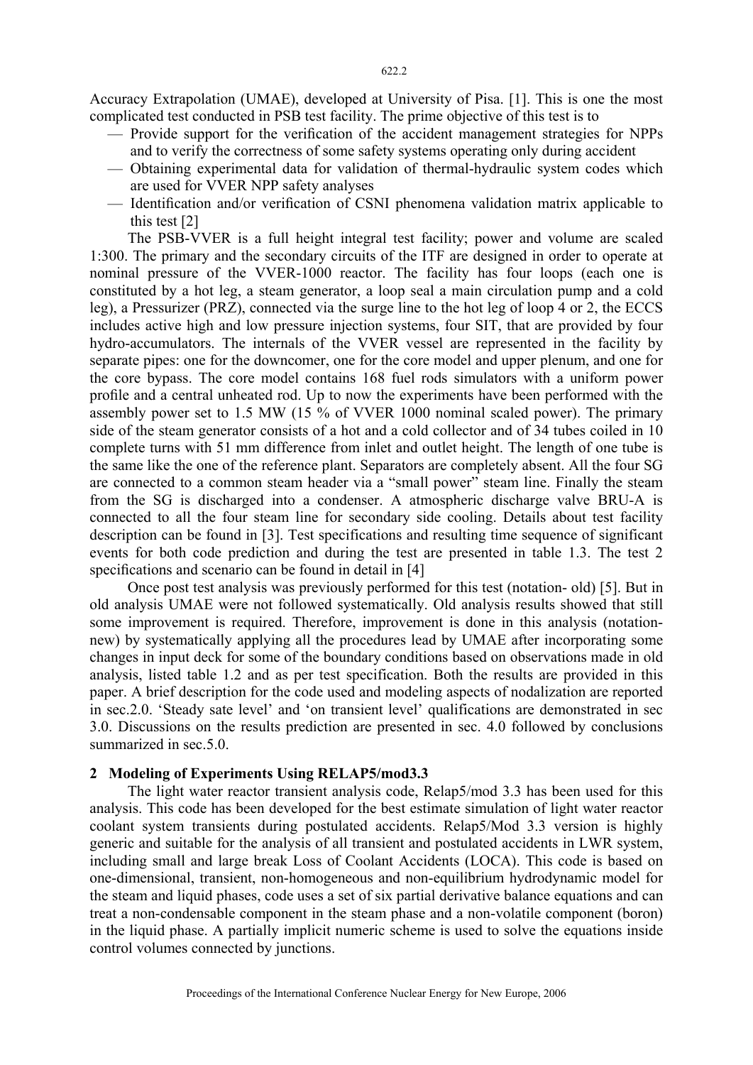Accuracy Extrapolation (UMAE), developed at University of Pisa. [1]. This is one the most complicated test conducted in PSB test facility. The prime objective of this test is to

- Provide support for the verification of the accident management strategies for NPPs and to verify the correctness of some safety systems operating only during accident
- Obtaining experimental data for validation of thermal-hydraulic system codes which are used for VVER NPP safety analyses
- Identification and/or verification of CSNI phenomena validation matrix applicable to this test [2]

The PSB-VVER is a full height integral test facility; power and volume are scaled 1:300. The primary and the secondary circuits of the ITF are designed in order to operate at nominal pressure of the VVER-1000 reactor. The facility has four loops (each one is constituted by a hot leg, a steam generator, a loop seal a main circulation pump and a cold leg), a Pressurizer (PRZ), connected via the surge line to the hot leg of loop 4 or 2, the ECCS includes active high and low pressure injection systems, four SIT, that are provided by four hydro-accumulators. The internals of the VVER vessel are represented in the facility by separate pipes: one for the downcomer, one for the core model and upper plenum, and one for the core bypass. The core model contains 168 fuel rods simulators with a uniform power profile and a central unheated rod. Up to now the experiments have been performed with the assembly power set to 1.5 MW (15 % of VVER 1000 nominal scaled power). The primary side of the steam generator consists of a hot and a cold collector and of 34 tubes coiled in 10 complete turns with 51 mm difference from inlet and outlet height. The length of one tube is the same like the one of the reference plant. Separators are completely absent. All the four SG are connected to a common steam header via a "small power" steam line. Finally the steam from the SG is discharged into a condenser. A atmospheric discharge valve BRU-A is connected to all the four steam line for secondary side cooling. Details about test facility description can be found in [3]. Test specifications and resulting time sequence of significant events for both code prediction and during the test are presented in table 1.3. The test 2 specifications and scenario can be found in detail in [4]

Once post test analysis was previously performed for this test (notation- old) [5]. But in old analysis UMAE were not followed systematically. Old analysis results showed that still some improvement is required. Therefore, improvement is done in this analysis (notation-new) by systematically applying all the procedures lead by UMAE after incorporating some changes in input deck for some of the boundary conditions based on observations made in old analysis, listed table 1.2 and as per test specification. Both the results are provided in this paper. A brief description for the code used and modeling aspects of nodalization are reported in sec.2.0. 'Steady sate level' and 'on transient level' qualifications are demonstrated in sec 3.0. Discussions on the results prediction are presented in sec. 4.0 followed by conclusions summarized in sec.5.0.

## 2 Modeling of Experiments Using RELAP5/mod3.3

The light water reactor transient analysis code, Relap5/mod 3.3 has been used for this analysis. This code has been developed for the best estimate simulation of light water reactor coolant system transients during postulated accidents. Relap5/Mod 3.3 version is highly generic and suitable for the analysis of all transient and postulated accidents in LWR system, including small and large break Loss of Coolant Accidents (LOCA). This code is based on one-dimensional, transient, non-homogeneous and non-equilibrium hydrodynamic model for the steam and liquid phases, code uses a set of six partial derivative balance equations and can treat a non-condensable component in the steam phase and a non-volatile component (boron) in the liquid phase. A partially implicit numeric scheme is used to solve the equations inside control volumes connected by junctions.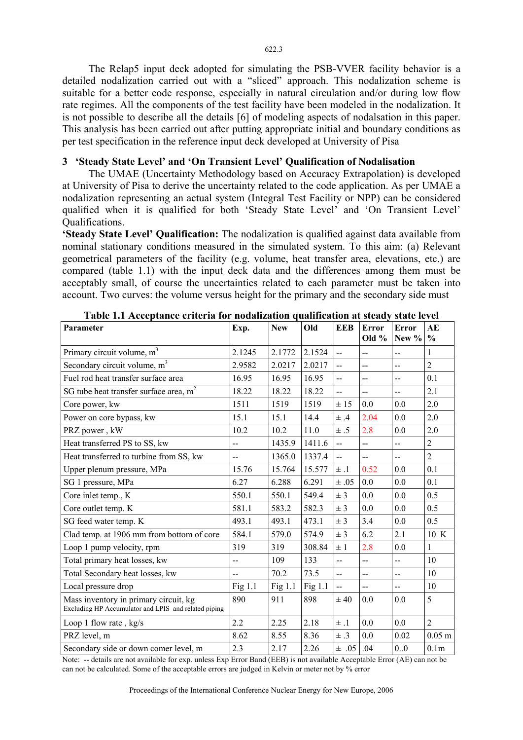The Relap5 input deck adopted for simulating the PSB-VVER facility behavior is a detailed nodalization carried out with a "sliced" approach. This nodalization scheme is suitable for a better code response, especially in natural circulation and/or during low flow rate regimes. All the components of the test facility have been modeled in the nodalization. It is not possible to describe all the details [6] of modeling aspects of nodalsation in this paper. This analysis has been carried out after putting appropriate initial and boundary conditions as per test specification in the reference input deck developed at University of Pisa

## 3 'Steady State Level' and 'On Transient Level' Qualification of Nodalisation

The UMAE (Uncertainty Methodology based on Accuracy Extrapolation) is developed at University of Pisa to derive the uncertainty related to the code application. As per UMAE a nodalization representing an actual system (Integral Test Facility or NPP) can be considered qualified when it is qualified for both 'Steady State Level' and 'On Transient Level' Qualifications.

**'Steady State Level' Qualification:** The nodalization is qualified against data available from nominal stationary conditions measured in the simulated system. To this aim: (a) Relevant geometrical parameters of the facility (e.g. volume, heat transfer area, elevations, etc.) are compared (table 1.1) with the input deck data and the differences among them must be acceptably small, of course the uncertainties related to each parameter must be taken into account. Two curves: the volume versus height for the primary and the secondary side must

**Table 1.1 Acceptance criteria for nodalization qualification at steady state level**

| Parameter | Exp. | New | Old | EEB | Error Old % | Error New % | AE % |
|---|---|---|---|---|---|---|---|
| Primary circuit volume, $m^3$ | 2.1245 | 2.1772 | 2.1524 | -- | -- | -- | 1 |
| Secondary circuit volume, $m^3$ | 2.9582 | 2.0217 | 2.0217 | -- | -- | -- | 2 |
| Fuel rod heat transfer surface area | 16.95 | 16.95 | 16.95 | -- | -- | -- | 0.1 |
| SG tube heat transfer surface area, $m^2$ | 18.22 | 18.22 | 18.22 | -- | -- | -- | 2.1 |
| Core power, kw | 1511 | 1519 | 1519 | ± 15 | 0.0 | 0.0 | 2.0 |
| Power on core bypass, kw | 15.1 | 15.1 | 14.4 | ± .4 | 2.04 | 0.0 | 2.0 |
| PRZ power , kW | 10.2 | 10.2 | 11.0 | ± .5 | 2.8 | 0.0 | 2.0 |
| Heat transferred PS to SS, kw | -- | 1435.9 | 1411.6 | -- | -- | -- | 2 |
| Heat transferred to turbine from SS, kw | -- | 1365.0 | 1337.4 | -- | -- | -- | 2 |
| Upper plenum pressure, MPa | 15.76 | 15.764 | 15.577 | ± .1 | 0.52 | 0.0 | 0.1 |
| SG 1 pressure, MPa | 6.27 | 6.288 | 6.291 | ± .05 | 0.0 | 0.0 | 0.1 |
| Core inlet temp., K | 550.1 | 550.1 | 549.4 | ± 3 | 0.0 | 0.0 | 0.5 |
| Core outlet temp. K | 581.1 | 583.2 | 582.3 | ± 3 | 0.0 | 0.0 | 0.5 |
| SG feed water temp. K | 493.1 | 493.1 | 473.1 | ± 3 | 3.4 | 0.0 | 0.5 |
| Clad temp. at 1906 mm from bottom of core | 584.1 | 579.0 | 574.9 | ± 3 | 6.2 | 2.1 | 10 K |
| Loop 1 pump velocity, rpm | 319 | 319 | 308.84 | ± 1 | 2.8 | 0.0 | 1 |
| Total primary heat losses, kw | -- | 109 | 133 | -- | -- | -- | 10 |
| Total Secondary heat losses, kw | -- | 70.2 | 73.5 | -- | -- | -- | 10 |
| Local pressure drop | Fig 1.1 | Fig 1.1 | Fig 1.1 | -- | -- | -- | 10 |
| Mass inventory in primary circuit, kg Excluding HP Accumulator and LPIS and related piping | 890 | 911 | 898 | ± 40 | 0.0 | 0.0 | 5 |
| Loop 1 flow rate , kg/s | 2.2 | 2.25 | 2.18 | ± .1 | 0.0 | 0.0 | 2 |
| PRZ level, m | 8.62 | 8.55 | 8.36 | ± .3 | 0.0 | 0.02 | 0.05 m |
| Secondary side or down comer level, m | 2.3 | 2.17 | 2.26 | ± .05 | .04 | 0..0 | 0.1m |

Note: -- details are not available for exp. unless Exp Error Band (EEB) is not available Acceptable Error (AE) can not be can not be calculated. Some of the acceptable errors are judged in Kelvin or meter not by % error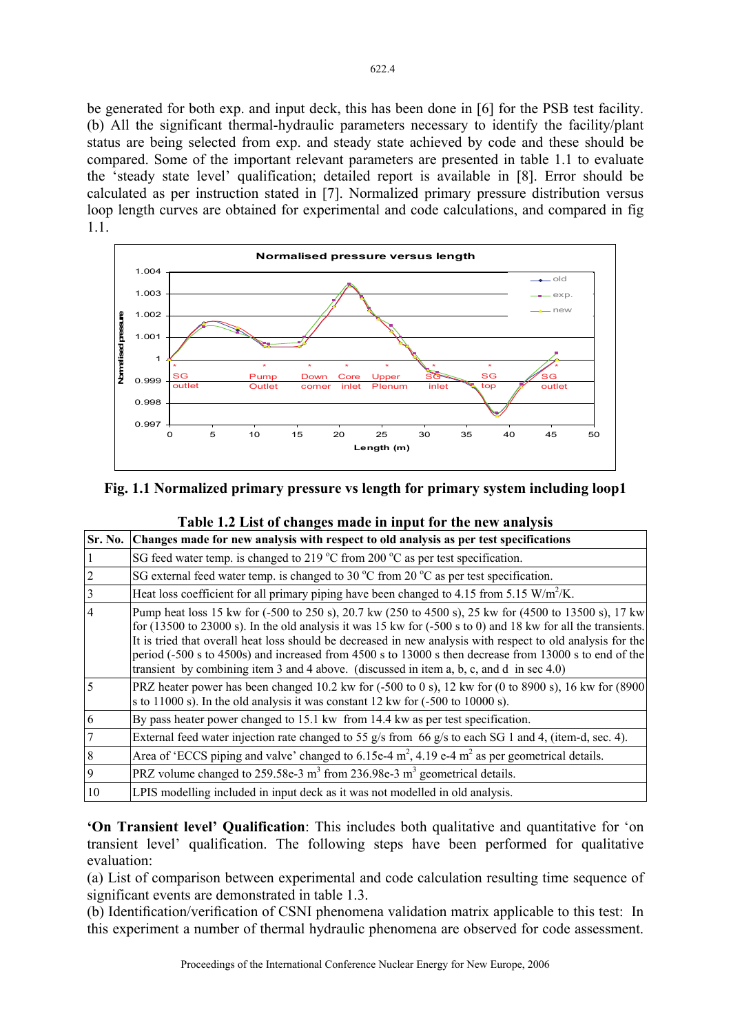be generated for both exp. and input deck, this has been done in [6] for the PSB test facility. (b) All the significant thermal-hydraulic parameters necessary to identify the facility/plant status are being selected from exp. and steady state achieved by code and these should be compared. Some of the important relevant parameters are presented in table 1.1 to evaluate the 'steady state level' qualification; detailed report is available in [8]. Error should be calculated as per instruction stated in [7]. Normalized primary pressure distribution versus loop length curves are obtained for experimental and code calculations, and compared in fig 1.1.

**Fig. 1.1 Normalized primary pressure vs length for primary system including loop1**

**Table 1.2 List of changes made in input for the new analysis**

| Sr. No. | Changes made for new analysis with respect to old analysis as per test specifications |
|---|---|
| 1 | SG feed water temp. is changed to 219 °C from 200 °C as per test specification. |
| 2 | SG external feed water temp. is changed to 30 °C from 20 °C as per test specification. |
| 3 | Heat loss coefficient for all primary piping have been changed to 4.15 from 5.15 W/m$^2$/K. |
| 4 | Pump heat loss 15 kw for (-500 to 250 s), 20.7 kw (250 to 4500 s), 25 kw for (4500 to 13500 s), 17 kw for (13500 to 23000 s). In the old analysis it was 15 kw for (-500 s to 0) and 18 kw for all the transients. It is tried that overall heat loss should be decreased in new analysis with respect to old analysis for the period (-500 s to 4500s) and increased from 4500 s to 13000 s then decrease from 13000 s to end of the transient by combining item 3 and 4 above. (discussed in item a, b, c, and d in sec 4.0) |
| 5 | PRZ heater power has been changed 10.2 kw for (-500 to 0 s), 12 kw for (0 to 8900 s), 16 kw for (8900 s to 11000 s). In the old analysis it was constant 12 kw for (-500 to 10000 s). |
| 6 | By pass heater power changed to 15.1 kw from 14.4 kw as per test specification. |
| 7 | External feed water injection rate changed to 55 g/s from 66 g/s to each SG 1 and 4, (item-d, sec. 4). |
| 8 | Area of 'ECCS piping and valve' changed to 6.15e-4 m$^2$, 4.19 e-4 m$^2$ as per geometrical details. |
| 9 | PRZ volume changed to 259.58e-3 m$^3$ from 236.98e-3 m$^3$ geometrical details. |
| 10 | LPIS modelling included in input deck as it was not modelled in old analysis. |

**'On Transient level' Qualification**: This includes both qualitative and quantitative for 'on transient level' qualification. The following steps have been performed for qualitative evaluation:

(a) List of comparison between experimental and code calculation resulting time sequence of significant events are demonstrated in table 1.3.

(b) Identification/verification of CSNI phenomena validation matrix applicable to this test: In this experiment a number of thermal hydraulic phenomena are observed for code assessment.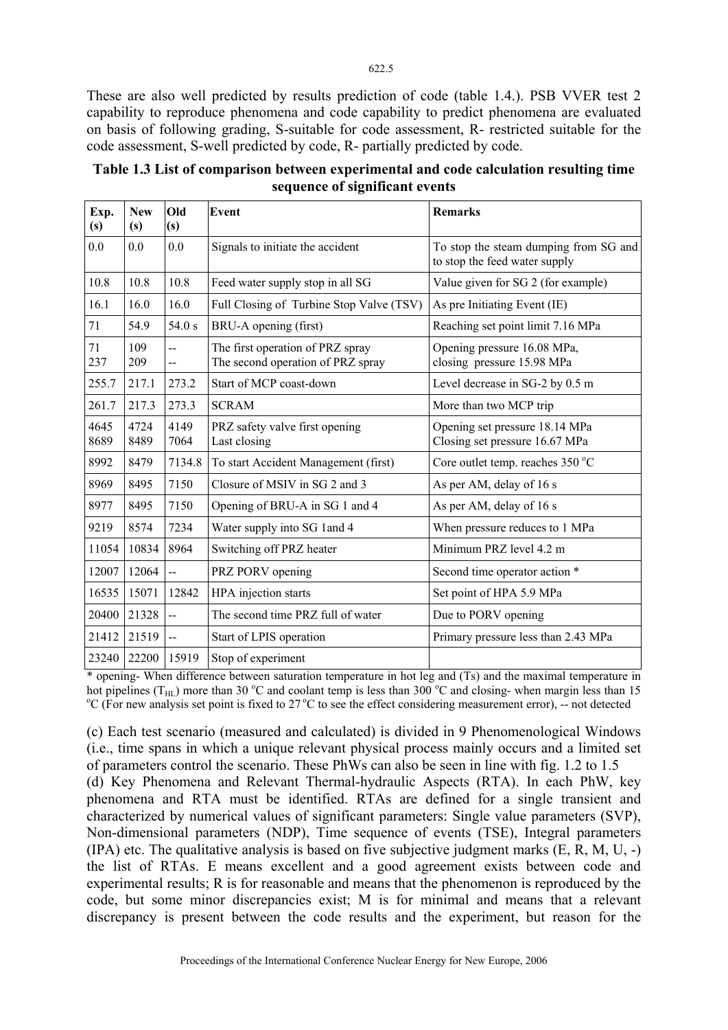These are also well predicted by results prediction of code (table 1.4.). PSB VVER test 2 capability to reproduce phenomena and code capability to predict phenomena are evaluated on basis of following grading, S-suitable for code assessment, R- restricted suitable for the code assessment, S-well predicted by code, R- partially predicted by code.

**Table 1.3 List of comparison between experimental and code calculation resulting time sequence of significant events**

| Exp. (s) | New (s) | Old (s) | Event | Remarks |
|---|---|---|---|---|
| 0.0 | 0.0 | 0.0 | Signals to initiate the accident | To stop the steam dumping from SG and to stop the feed water supply |
| 10.8 | 10.8 | 10.8 | Feed water supply stop in all SG | Value given for SG 2 (for example) |
| 16.1 | 16.0 | 16.0 | Full Closing of Turbine Stop Valve (TSV) | As pre Initiating Event (IE) |
| 71 | 54.9 | 54.0 s | BRU-A opening (first) | Reaching set point limit 7.16 MPa |
| 71<br>237 | 109<br>209 | --<br>-- | The first operation of PRZ spray<br>The second operation of PRZ spray | Opening pressure 16.08 MPa,<br>closing pressure 15.98 MPa |
| 255.7 | 217.1 | 273.2 | Start of MCP coast-down | Level decrease in SG-2 by 0.5 m |
| 261.7 | 217.3 | 273.3 | SCRAM | More than two MCP trip |
| 4645<br>8689 | 4724<br>8489 | 4149<br>7064 | PRZ safety valve first opening<br>Last closing | Opening set pressure 18.14 MPa<br>Closing set pressure 16.67 MPa |
| 8992 | 8479 | 7134.8 | To start Accident Management (first) | Core outlet temp. reaches 350 $^{o}$C |
| 8969 | 8495 | 7150 | Closure of MSIV in SG 2 and 3 | As per AM, delay of 16 s |
| 8977 | 8495 | 7150 | Opening of BRU-A in SG 1 and 4 | As per AM, delay of 16 s |
| 9219 | 8574 | 7234 | Water supply into SG 1and 4 | When pressure reduces to 1 MPa |
| 11054 | 10834 | 8964 | Switching off PRZ heater | Minimum PRZ level 4.2 m |
| 12007 | 12064 | -- | PRZ PORV opening | Second time operator action * |
| 16535 | 15071 | 12842 | HPA injection starts | Set point of HPA 5.9 MPa |
| 20400 | 21328 | -- | The second time PRZ full of water | Due to PORV opening |
| 21412 | 21519 | -- | Start of LPIS operation | Primary pressure less than 2.43 MPa |
| 23240 | 22200 | 15919 | Stop of experiment | |

\* opening- When difference between saturation temperature in hot leg and (Ts) and the maximal temperature in hot pipelines ($T_{HL}$) more than 30 $^{o}$C and coolant temp is less than 300 $^{o}$C and closing- when margin less than 15 $^{o}$C (For new analysis set point is fixed to 27 $^{o}$C to see the effect considering measurement error), -- not detected

(c) Each test scenario (measured and calculated) is divided in 9 Phenomenological Windows (i.e., time spans in which a unique relevant physical process mainly occurs and a limited set of parameters control the scenario. These PhWs can also be seen in line with fig. 1.2 to 1.5

(d) Key Phenomena and Relevant Thermal-hydraulic Aspects (RTA). In each PhW, key phenomena and RTA must be identified. RTAs are defined for a single transient and characterized by numerical values of significant parameters: Single value parameters (SVP), Non-dimensional parameters (NDP), Time sequence of events (TSE), Integral parameters (IPA) etc. The qualitative analysis is based on five subjective judgment marks (E, R, M, U, -) the list of RTAs. E means excellent and a good agreement exists between code and experimental results; R is for reasonable and means that the phenomenon is reproduced by the code, but some minor discrepancies exist; M is for minimal and means that a relevant discrepancy is present between the code results and the experiment, but reason for the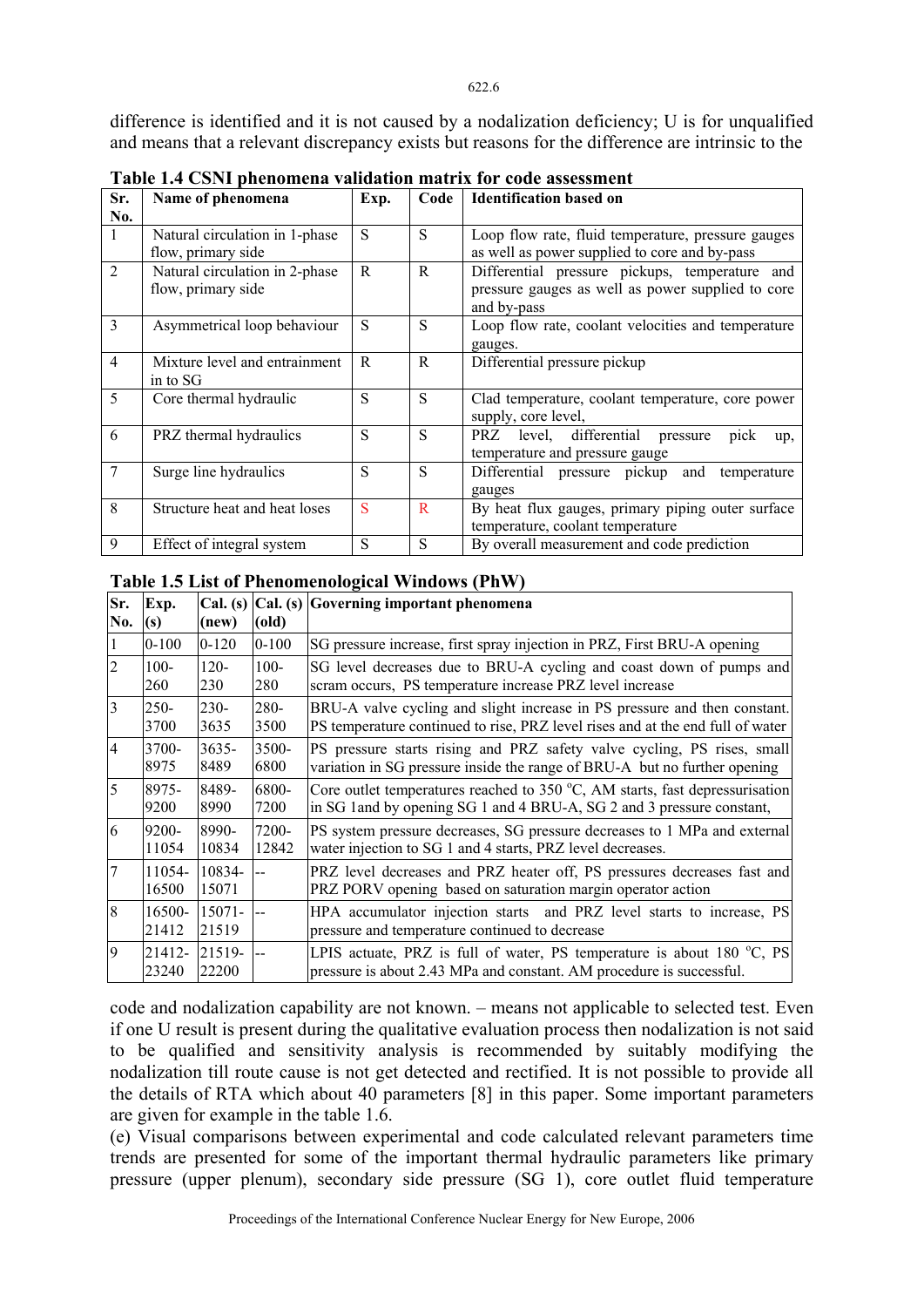difference is identified and it is not caused by a nodalization deficiency; U is for unqualified and means that a relevant discrepancy exists but reasons for the difference are intrinsic to the

**Table 1.4 CSNI phenomena validation matrix for code assessment**

| Sr. No. | Name of phenomena | Exp. | Code | Identification based on |
|---|---|---|---|---|
| 1 | Natural circulation in 1-phase flow, primary side | S | S | Loop flow rate, fluid temperature, pressure gauges as well as power supplied to core and by-pass |
| 2 | Natural circulation in 2-phase flow, primary side | R | R | Differential pressure pickups, temperature and pressure gauges as well as power supplied to core and by-pass |
| 3 | Asymmetrical loop behaviour | S | S | Loop flow rate, coolant velocities and temperature gauges. |
| 4 | Mixture level and entrainment in to SG | R | R | Differential pressure pickup |
| 5 | Core thermal hydraulic | S | S | Clad temperature, coolant temperature, core power supply, core level, |
| 6 | PRZ thermal hydraulics | S | S | PRZ level, differential pressure pick up, temperature and pressure gauge |
| 7 | Surge line hydraulics | S | S | Differential pressure pickup and temperature gauges |
| 8 | Structure heat and heat loses | S | R | By heat flux gauges, primary piping outer surface temperature, coolant temperature |
| 9 | Effect of integral system | S | S | By overall measurement and code prediction |

**Table 1.5 List of Phenomenological Windows (PhW)**

| Sr. No. | Exp. (s) | Cal. (s) (new) | Cal. (s) (old) | Governing important phenomena |
|---|---|---|---|---|
| 1 | 0-100 | 0-120 | 0-100 | SG pressure increase, first spray injection in PRZ, First BRU-A opening |
| 2 | 100-260 | 120-230 | 100-280 | SG level decreases due to BRU-A cycling and coast down of pumps and scram occurs, PS temperature increase PRZ level increase |
| 3 | 250-3700 | 230-3635 | 280-3500 | BRU-A valve cycling and slight increase in PS pressure and then constant. PS temperature continued to rise, PRZ level rises and at the end full of water |
| 4 | 3700-8975 | 3635-8489 | 3500-6800 | PS pressure starts rising and PRZ safety valve cycling, PS rises, small variation in SG pressure inside the range of BRU-A but no further opening |
| 5 | 8975-9200 | 8489-8990 | 6800-7200 | Core outlet temperatures reached to 350 $^{o}$C, AM starts, fast depressurisation in SG 1and by opening SG 1 and 4 BRU-A, SG 2 and 3 pressure constant, |
| 6 | 9200-11054 | 8990-10834 | 7200-12842 | PS system pressure decreases, SG pressure decreases to 1 MPa and external water injection to SG 1 and 4 starts, PRZ level decreases. |
| 7 | 11054-16500 | 10834-15071 | -- | PRZ level decreases and PRZ heater off, PS pressures decreases fast and PRZ PORV opening based on saturation margin operator action |
| 8 | 16500-21412 | 15071-21519 | -- | HPA accumulator injection starts and PRZ level starts to increase, PS pressure and temperature continued to decrease |
| 9 | 21412-23240 | 21519-22200 | -- | LPIS actuate, PRZ is full of water, PS temperature is about 180 $^{o}$C, PS pressure is about 2.43 MPa and constant. AM procedure is successful. |

code and nodalization capability are not known. – means not applicable to selected test. Even if one U result is present during the qualitative evaluation process then nodalization is not said to be qualified and sensitivity analysis is recommended by suitably modifying the nodalization till route cause is not get detected and rectified. It is not possible to provide all the details of RTA which about 40 parameters [8] in this paper. Some important parameters are given for example in the table 1.6.

(e) Visual comparisons between experimental and code calculated relevant parameters time trends are presented for some of the important thermal hydraulic parameters like primary pressure (upper plenum), secondary side pressure (SG 1), core outlet fluid temperature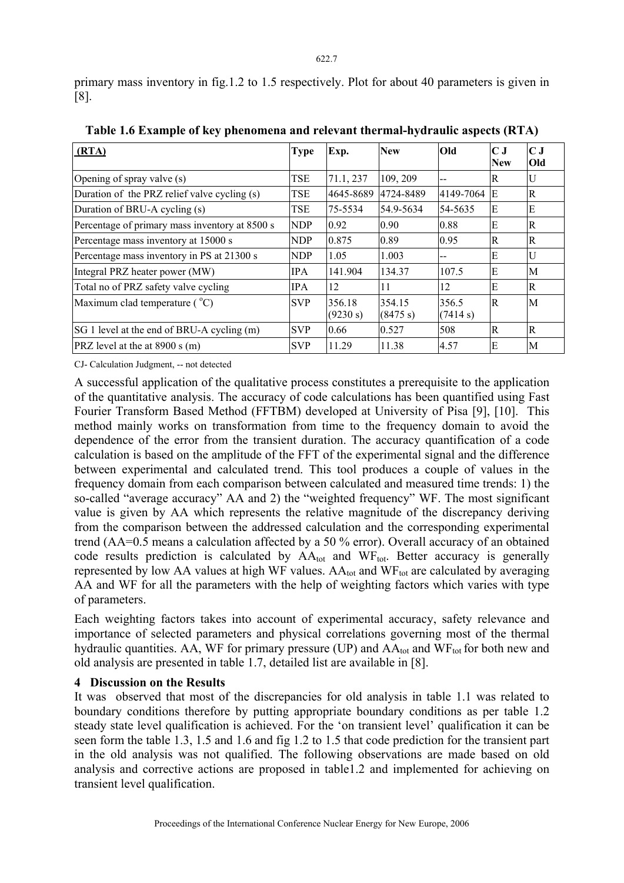primary mass inventory in fig.1.2 to 1.5 respectively. Plot for about 40 parameters is given in [8].

**Table 1.6 Example of key phenomena and relevant thermal-hydraulic aspects (RTA)**

| (RTA) | Type | Exp. | New | Old | C J New | C J Old |
|---|---|---|---|---|---|---|
| Opening of spray valve (s) | TSE | 71.1, 237 | 109, 209 | -- | R | U |
| Duration of the PRZ relief valve cycling (s) | TSE | 4645-8689 | 4724-8489 | 4149-7064 | E | R |
| Duration of BRU-A cycling (s) | TSE | 75-5534 | 54.9-5634 | 54-5635 | E | E |
| Percentage of primary mass inventory at 8500 s | NDP | 0.92 | 0.90 | 0.88 | E | R |
| Percentage mass inventory at 15000 s | NDP | 0.875 | 0.89 | 0.95 | R | R |
| Percentage mass inventory in PS at 21300 s | NDP | 1.05 | 1.003 | -- | E | U |
| Integral PRZ heater power (MW) | IPA | 141.904 | 134.37 | 107.5 | E | M |
| Total no of PRZ safety valve cycling | IPA | 12 | 11 | 12 | E | R |
| Maximum clad temperature ($^{o}$C) | SVP | 356.18 (9230 s) | 354.15 (8475 s) | 356.5 (7414 s) | R | M |
| SG 1 level at the end of BRU-A cycling (m) | SVP | 0.66 | 0.527 | 508 | R | R |
| PRZ level at the at 8900 s (m) | SVP | 11.29 | 11.38 | 4.57 | E | M |

CJ- Calculation Judgment, -- not detected

A successful application of the qualitative process constitutes a prerequisite to the application of the quantitative analysis. The accuracy of code calculations has been quantified using Fast Fourier Transform Based Method (FFTBM) developed at University of Pisa [9], [10]. This method mainly works on transformation from time to the frequency domain to avoid the dependence of the error from the transient duration. The accuracy quantification of a code calculation is based on the amplitude of the FFT of the experimental signal and the difference between experimental and calculated trend. This tool produces a couple of values in the frequency domain from each comparison between calculated and measured time trends: 1) the so-called "average accuracy" AA and 2) the "weighted frequency" WF. The most significant value is given by AA which represents the relative magnitude of the discrepancy deriving from the comparison between the addressed calculation and the corresponding experimental trend (AA=0.5 means a calculation affected by a 50 % error). Overall accuracy of an obtained code results prediction is calculated by $AA_{tot}$ and $WF_{tot}$. Better accuracy is generally represented by low AA values at high WF values. $AA_{tot}$ and $WF_{tot}$ are calculated by averaging AA and WF for all the parameters with the help of weighting factors which varies with type of parameters.

Each weighting factors takes into account of experimental accuracy, safety relevance and importance of selected parameters and physical correlations governing most of the thermal hydraulic quantities. AA, WF for primary pressure (UP) and $AA_{tot}$ and $WF_{tot}$ for both new and old analysis are presented in table 1.7, detailed list are available in [8].

## 4 Discussion on the Results

It was observed that most of the discrepancies for old analysis in table 1.1 was related to boundary conditions therefore by putting appropriate boundary conditions as per table 1.2 steady state level qualification is achieved. For the 'on transient level' qualification it can be seen form the table 1.3, 1.5 and 1.6 and fig 1.2 to 1.5 that code prediction for the transient part in the old analysis was not qualified. The following observations are made based on old analysis and corrective actions are proposed in table1.2 and implemented for achieving on transient level qualification.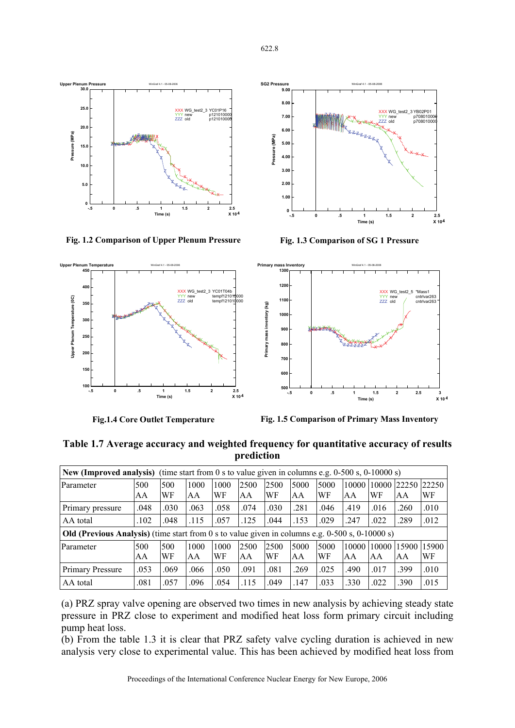Fig. 1.2 Comparison of Upper Plenum Pressure

Fig. 1.3 Comparison of SG 1 Pressure

Fig.1.4 Core Outlet Temperature

Fig. 1.5 Comparison of Primary Mass Inventory

**Table 1.7 Average accuracy and weighted frequency for quantitative accuracy of results prediction**

| **New (Improved analysis)** (time start from 0 s to value given in columns e.g. 0-500 s, 0-10000 s) | | | | | | | | | | | | |
|---|---|---|---|---|---|---|---|---|---|---|---|---|
| Parameter | 500 AA | 500 WF | 1000 AA | 1000 WF | 2500 AA | 2500 WF | 5000 AA | 5000 WF | 10000 AA | 10000 WF | 22250 AA | 22250 WF |
| Primary pressure | .048 | .030 | .063 | .058 | .074 | .030 | .281 | .046 | .419 | .016 | .260 | .010 |
| AA total | .102 | .048 | .115 | .057 | .125 | .044 | .153 | .029 | .247 | .022 | .289 | .012 |
| **Old (Previous Analysis)** (time start from 0 s to value given in columns e.g. 0-500 s, 0-10000 s) | | | | | | | | | | | | |
| Parameter | 500 AA | 500 WF | 1000 AA | 1000 WF | 2500 AA | 2500 WF | 5000 AA | 5000 WF | 10000 AA | 10000 WF | 15900 AA | 15900 WF |
| Primary Pressure | .053 | .069 | .066 | .050 | .091 | .081 | .269 | .025 | .490 | .017 | .399 | .010 |
| AA total | .081 | .057 | .096 | .054 | .115 | .049 | .147 | .033 | .330 | .022 | .390 | .015 |

(a) PRZ spray valve opening are observed two times in new analysis by achieving steady state pressure in PRZ close to experiment and modified heat loss form primary circuit including pump heat loss.

(b) From the table 1.3 it is clear that PRZ safety valve cycling duration is achieved in new analysis very close to experimental value. This has been achieved by modified heat loss from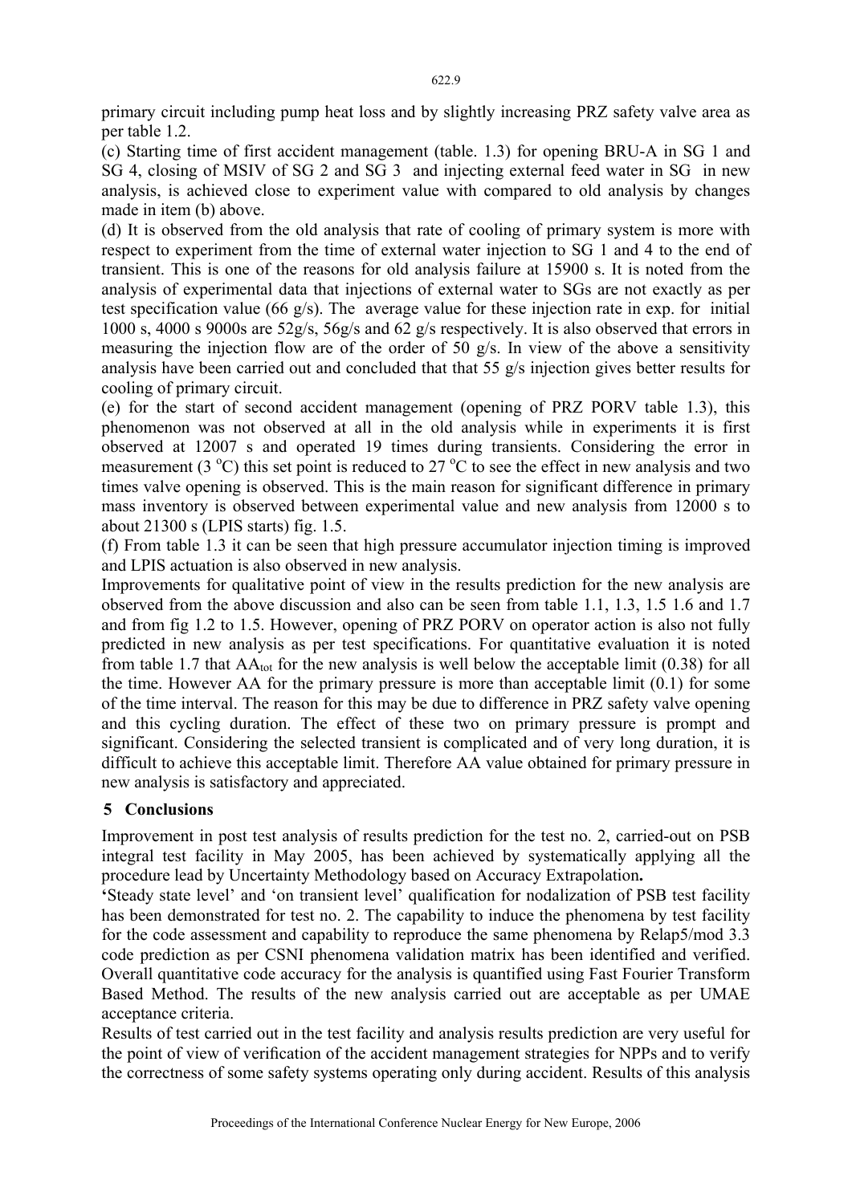primary circuit including pump heat loss and by slightly increasing PRZ safety valve area as per table 1.2.

(c) Starting time of first accident management (table. 1.3) for opening BRU-A in SG 1 and SG 4, closing of MSIV of SG 2 and SG 3 and injecting external feed water in SG in new analysis, is achieved close to experiment value with compared to old analysis by changes made in item (b) above.

(d) It is observed from the old analysis that rate of cooling of primary system is more with respect to experiment from the time of external water injection to SG 1 and 4 to the end of transient. This is one of the reasons for old analysis failure at 15900 s. It is noted from the analysis of experimental data that injections of external water to SGs are not exactly as per test specification value (66 g/s). The average value for these injection rate in exp. for initial 1000 s, 4000 s 9000s are 52g/s, 56g/s and 62 g/s respectively. It is also observed that errors in measuring the injection flow are of the order of 50 g/s. In view of the above a sensitivity analysis have been carried out and concluded that that 55 g/s injection gives better results for cooling of primary circuit.

(e) for the start of second accident management (opening of PRZ PORV table 1.3), this phenomenon was not observed at all in the old analysis while in experiments it is first observed at 12007 s and operated 19 times during transients. Considering the error in measurement (3 $^{o}$C) this set point is reduced to 27 $^{o}$C to see the effect in new analysis and two times valve opening is observed. This is the main reason for significant difference in primary mass inventory is observed between experimental value and new analysis from 12000 s to about 21300 s (LPIS starts) fig. 1.5.

(f) From table 1.3 it can be seen that high pressure accumulator injection timing is improved and LPIS actuation is also observed in new analysis.

Improvements for qualitative point of view in the results prediction for the new analysis are observed from the above discussion and also can be seen from table 1.1, 1.3, 1.5 1.6 and 1.7 and from fig 1.2 to 1.5. However, opening of PRZ PORV on operator action is also not fully predicted in new analysis as per test specifications. For quantitative evaluation it is noted from table 1.7 that $AA_{tot}$ for the new analysis is well below the acceptable limit (0.38) for all the time. However AA for the primary pressure is more than acceptable limit (0.1) for some of the time interval. The reason for this may be due to difference in PRZ safety valve opening and this cycling duration. The effect of these two on primary pressure is prompt and significant. Considering the selected transient is complicated and of very long duration, it is difficult to achieve this acceptable limit. Therefore AA value obtained for primary pressure in new analysis is satisfactory and appreciated.

## 5 Conclusions

Improvement in post test analysis of results prediction for the test no. 2, carried-out on PSB integral test facility in May 2005, has been achieved by systematically applying all the procedure lead by Uncertainty Methodology based on Accuracy Extrapolation**.**

**'**Steady state level' and 'on transient level' qualification for nodalization of PSB test facility has been demonstrated for test no. 2. The capability to induce the phenomena by test facility for the code assessment and capability to reproduce the same phenomena by Relap5/mod 3.3 code prediction as per CSNI phenomena validation matrix has been identified and verified. Overall quantitative code accuracy for the analysis is quantified using Fast Fourier Transform Based Method. The results of the new analysis carried out are acceptable as per UMAE acceptance criteria.

Results of test carried out in the test facility and analysis results prediction are very useful for the point of view of verification of the accident management strategies for NPPs and to verify the correctness of some safety systems operating only during accident. Results of this analysis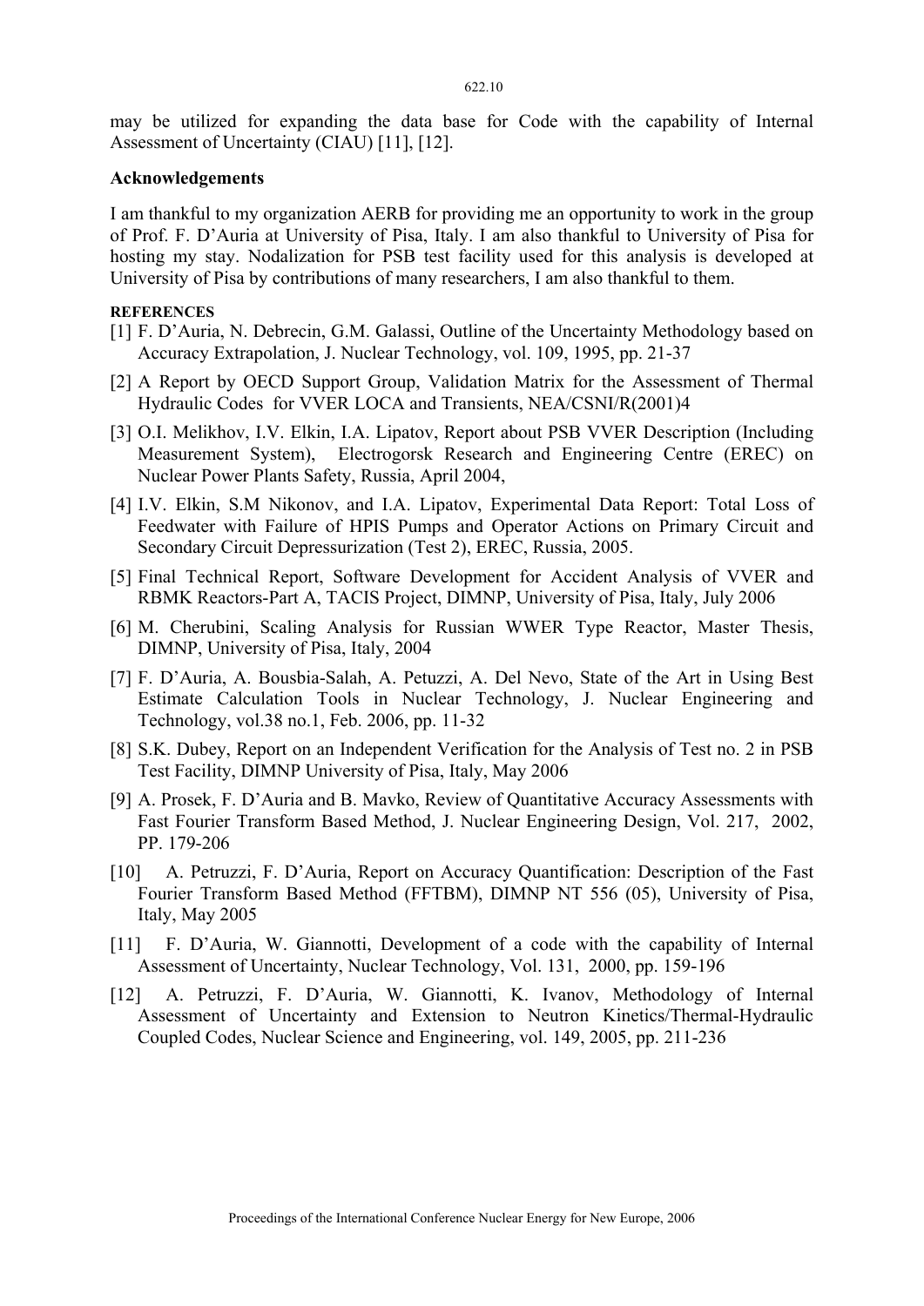may be utilized for expanding the data base for Code with the capability of Internal Assessment of Uncertainty (CIAU) [11], [12].

**Acknowledgements**

I am thankful to my organization AERB for providing me an opportunity to work in the group of Prof. F. D'Auria at University of Pisa, Italy. I am also thankful to University of Pisa for hosting my stay. Nodalization for PSB test facility used for this analysis is developed at University of Pisa by contributions of many researchers, I am also thankful to them.

**REFERENCES**

[1] F. D'Auria, N. Debrecin, G.M. Galassi, Outline of the Uncertainty Methodology based on Accuracy Extrapolation, J. Nuclear Technology, vol. 109, 1995, pp. 21-37

[2] A Report by OECD Support Group, Validation Matrix for the Assessment of Thermal Hydraulic Codes for VVER LOCA and Transients, NEA/CSNI/R(2001)4

[3] O.I. Melikhov, I.V. Elkin, I.A. Lipatov, Report about PSB VVER Description (Including Measurement System), Electrogorsk Research and Engineering Centre (EREC) on Nuclear Power Plants Safety, Russia, April 2004,

[4] I.V. Elkin, S.M Nikonov, and I.A. Lipatov, Experimental Data Report: Total Loss of Feedwater with Failure of HPIS Pumps and Operator Actions on Primary Circuit and Secondary Circuit Depressurization (Test 2), EREC, Russia, 2005.

[5] Final Technical Report, Software Development for Accident Analysis of VVER and RBMK Reactors-Part A, TACIS Project, DIMNP, University of Pisa, Italy, July 2006

[6] M. Cherubini, Scaling Analysis for Russian WWER Type Reactor, Master Thesis, DIMNP, University of Pisa, Italy, 2004

[7] F. D'Auria, A. Bousbia-Salah, A. Petuzzi, A. Del Nevo, State of the Art in Using Best Estimate Calculation Tools in Nuclear Technology, J. Nuclear Engineering and Technology, vol.38 no.1, Feb. 2006, pp. 11-32

[8] S.K. Dubey, Report on an Independent Verification for the Analysis of Test no. 2 in PSB Test Facility, DIMNP University of Pisa, Italy, May 2006

[9] A. Prosek, F. D'Auria and B. Mavko, Review of Quantitative Accuracy Assessments with Fast Fourier Transform Based Method, J. Nuclear Engineering Design, Vol. 217, 2002, PP. 179-206

[10] A. Petruzzi, F. D'Auria, Report on Accuracy Quantification: Description of the Fast Fourier Transform Based Method (FFTBM), DIMNP NT 556 (05), University of Pisa, Italy, May 2005

[11] F. D'Auria, W. Giannotti, Development of a code with the capability of Internal Assessment of Uncertainty, Nuclear Technology, Vol. 131, 2000, pp. 159-196

[12] A. Petruzzi, F. D'Auria, W. Giannotti, K. Ivanov, Methodology of Internal Assessment of Uncertainty and Extension to Neutron Kinetics/Thermal-Hydraulic Coupled Codes, Nuclear Science and Engineering, vol. 149, 2005, pp. 211-236